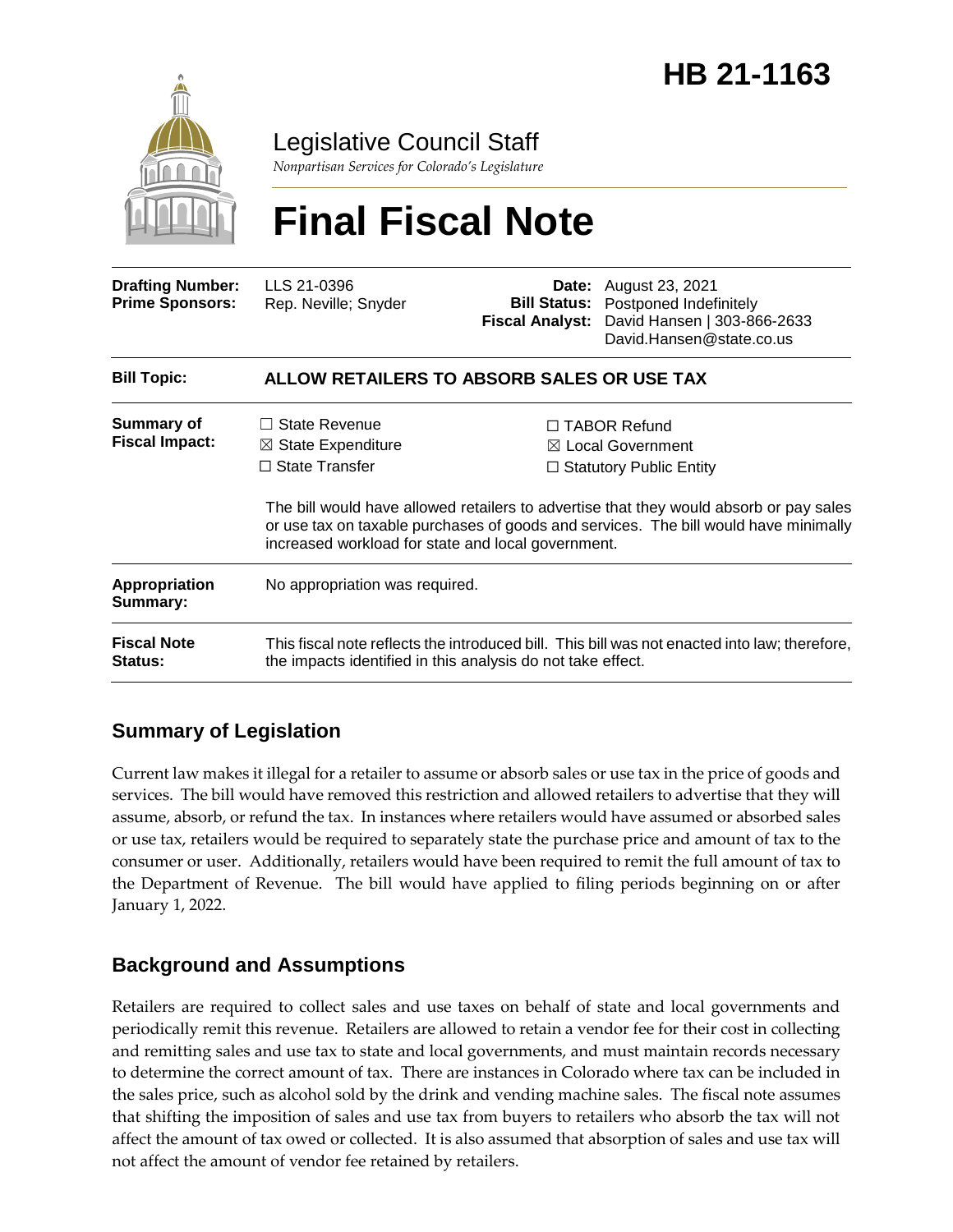# HB 21-1163

Legislative Council Staff

*Nonpartisan Services for Colorado's Legislature*

# Final Fiscal Note

| | | | |
|---|---|---|---|
| **Drafting Number:** | LLS 21-0396 | **Date:** | August 23, 2021 |
| **Prime Sponsors:** | Rep. Neville; Snyder | **Bill Status:** | Postponed Indefinitely |
| | | **Fiscal Analyst:** | David Hansen \| 303-866-2633 David.Hansen@state.co.us |

| | |
|---|---|
| **Bill Topic:** | **ALLOW RETAILERS TO ABSORB SALES OR USE TAX** |
| **Summary of Fiscal Impact:** | ☐ State Revenue ☒ State Expenditure ☐ State Transfer ☐ TABOR Refund ☒ Local Government ☐ Statutory Public Entity<br><br>The bill would have allowed retailers to advertise that they would absorb or pay sales or use tax on taxable purchases of goods and services. The bill would have minimally increased workload for state and local government. |
| **Appropriation Summary:** | No appropriation was required. |
| **Fiscal Note Status:** | This fiscal note reflects the introduced bill. This bill was not enacted into law; therefore, the impacts identified in this analysis do not take effect. |

## Summary of Legislation

Current law makes it illegal for a retailer to assume or absorb sales or use tax in the price of goods and services. The bill would have removed this restriction and allowed retailers to advertise that they will assume, absorb, or refund the tax. In instances where retailers would have assumed or absorbed sales or use tax, retailers would be required to separately state the purchase price and amount of tax to the consumer or user. Additionally, retailers would have been required to remit the full amount of tax to the Department of Revenue. The bill would have applied to filing periods beginning on or after January 1, 2022.

## Background and Assumptions

Retailers are required to collect sales and use taxes on behalf of state and local governments and periodically remit this revenue. Retailers are allowed to retain a vendor fee for their cost in collecting and remitting sales and use tax to state and local governments, and must maintain records necessary to determine the correct amount of tax. There are instances in Colorado where tax can be included in the sales price, such as alcohol sold by the drink and vending machine sales. The fiscal note assumes that shifting the imposition of sales and use tax from buyers to retailers who absorb the tax will not affect the amount of tax owed or collected. It is also assumed that absorption of sales and use tax will not affect the amount of vendor fee retained by retailers.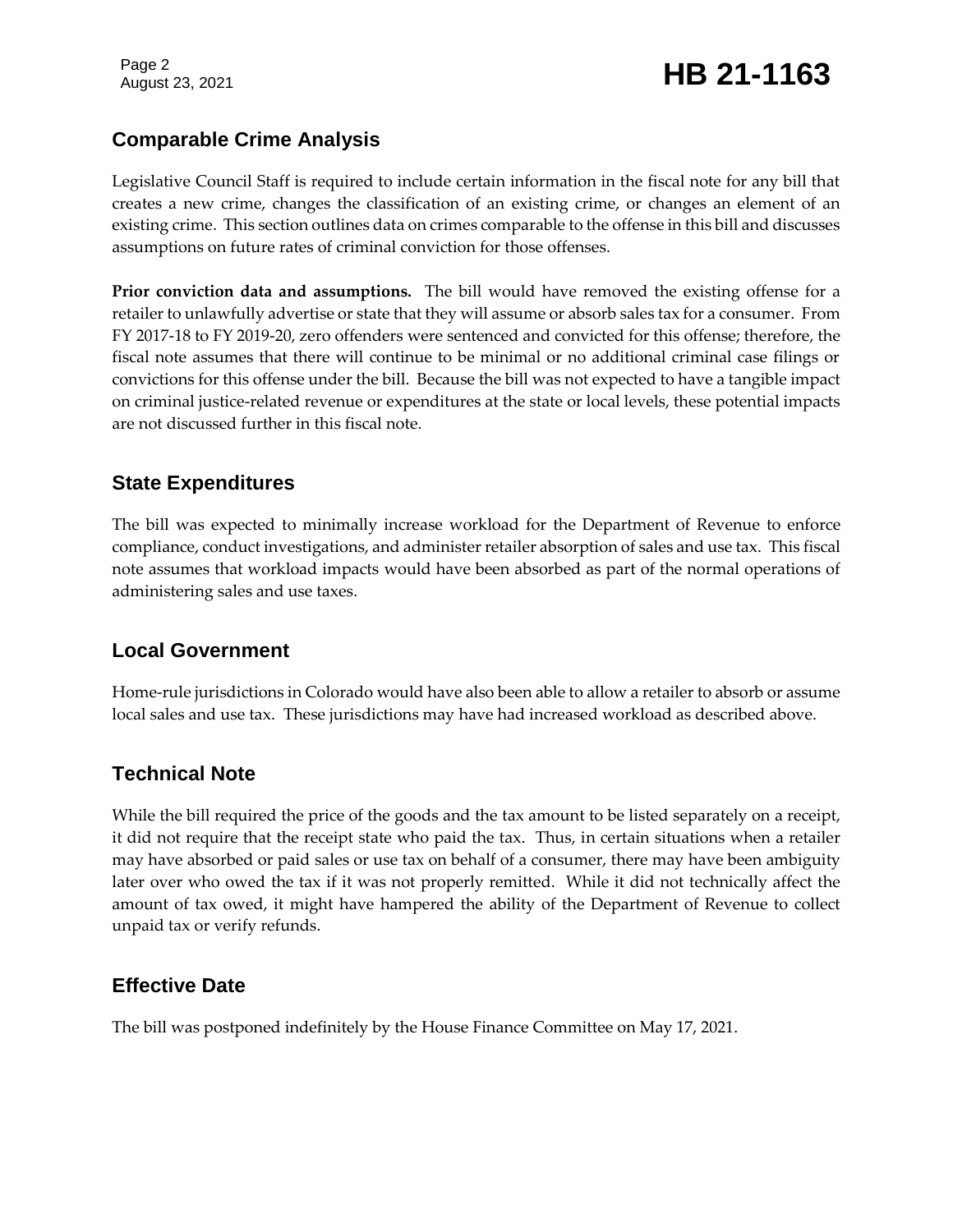## Comparable Crime Analysis

Legislative Council Staff is required to include certain information in the fiscal note for any bill that creates a new crime, changes the classification of an existing crime, or changes an element of an existing crime. This section outlines data on crimes comparable to the offense in this bill and discusses assumptions on future rates of criminal conviction for those offenses.

**Prior conviction data and assumptions.** The bill would have removed the existing offense for a retailer to unlawfully advertise or state that they will assume or absorb sales tax for a consumer. From FY 2017-18 to FY 2019-20, zero offenders were sentenced and convicted for this offense; therefore, the fiscal note assumes that there will continue to be minimal or no additional criminal case filings or convictions for this offense under the bill. Because the bill was not expected to have a tangible impact on criminal justice-related revenue or expenditures at the state or local levels, these potential impacts are not discussed further in this fiscal note.

## State Expenditures

The bill was expected to minimally increase workload for the Department of Revenue to enforce compliance, conduct investigations, and administer retailer absorption of sales and use tax. This fiscal note assumes that workload impacts would have been absorbed as part of the normal operations of administering sales and use taxes.

## Local Government

Home-rule jurisdictions in Colorado would have also been able to allow a retailer to absorb or assume local sales and use tax. These jurisdictions may have had increased workload as described above.

## Technical Note

While the bill required the price of the goods and the tax amount to be listed separately on a receipt, it did not require that the receipt state who paid the tax. Thus, in certain situations when a retailer may have absorbed or paid sales or use tax on behalf of a consumer, there may have been ambiguity later over who owed the tax if it was not properly remitted. While it did not technically affect the amount of tax owed, it might have hampered the ability of the Department of Revenue to collect unpaid tax or verify refunds.

## Effective Date

The bill was postponed indefinitely by the House Finance Committee on May 17, 2021.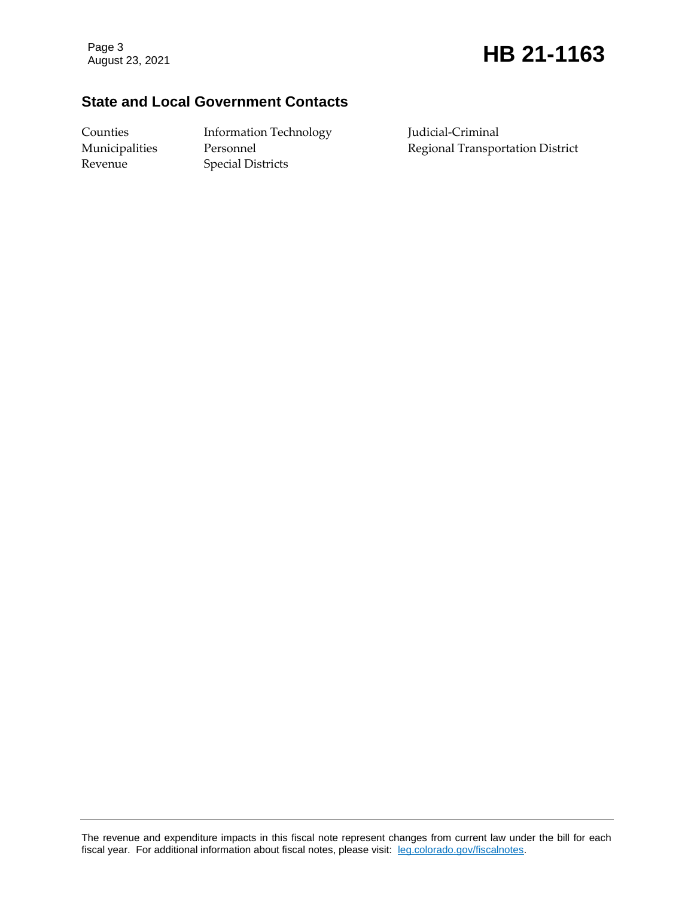## State and Local Government Contacts

Counties
Information Technology
Judicial-Criminal
Municipalities
Personnel
Regional Transportation District
Revenue
Special Districts

The revenue and expenditure impacts in this fiscal note represent changes from current law under the bill for each fiscal year. For additional information about fiscal notes, please visit: leg.colorado.gov/fiscalnotes.